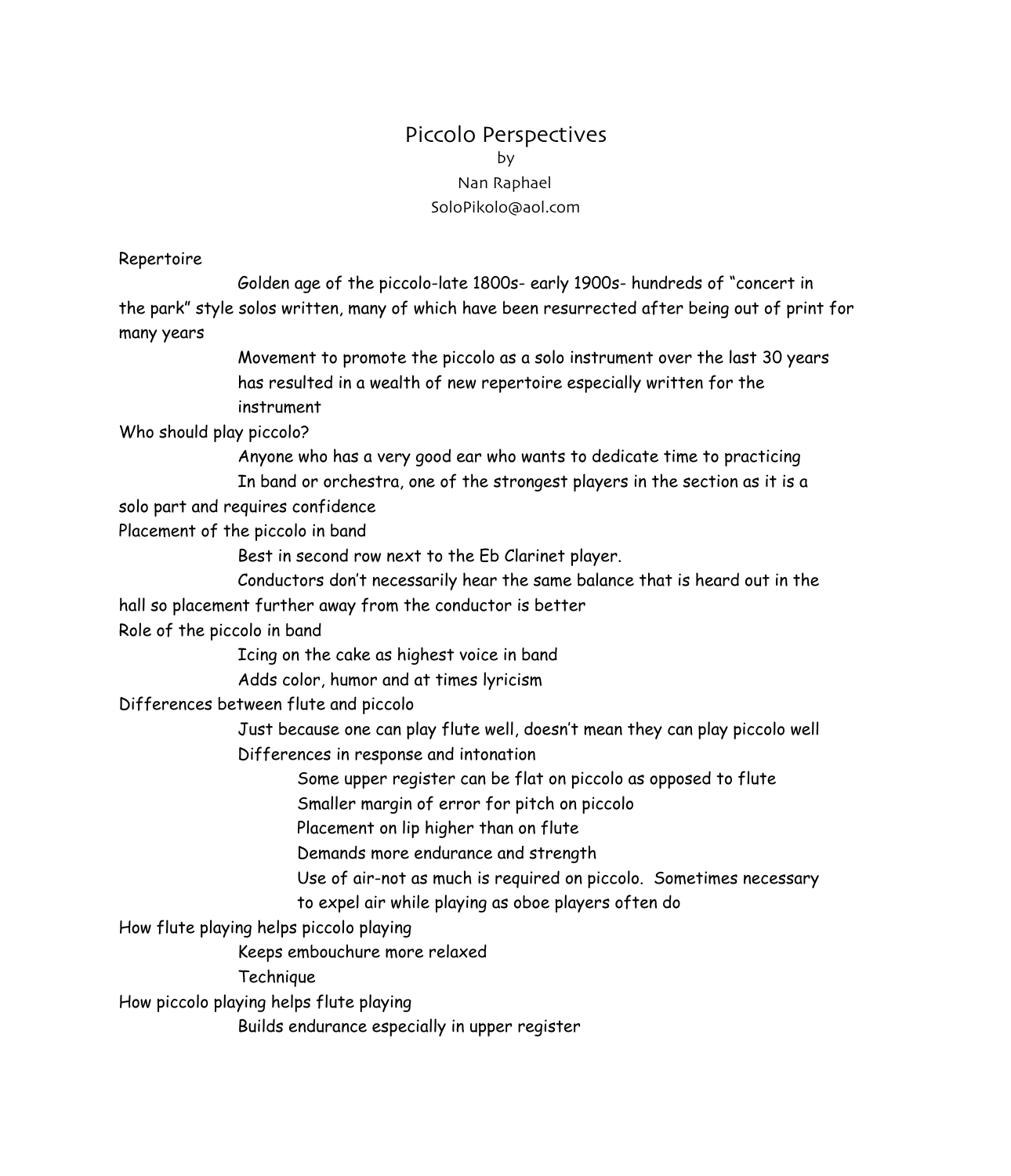# Piccolo Perspectives

by

Nan Raphael

SoloPikolo@aol.com

## Repertoire

- Golden age of the piccolo-late 1800s- early 1900s- hundreds of "concert in the park" style solos written, many of which have been resurrected after being out of print for many years
- Movement to promote the piccolo as a solo instrument over the last 30 years has resulted in a wealth of new repertoire especially written for the instrument

## Who should play piccolo?

- Anyone who has a very good ear who wants to dedicate time to practicing
- In band or orchestra, one of the strongest players in the section as it is a solo part and requires confidence

## Placement of the piccolo in band

- Best in second row next to the Eb Clarinet player.
- Conductors don't necessarily hear the same balance that is heard out in the hall so placement further away from the conductor is better

## Role of the piccolo in band

- Icing on the cake as highest voice in band
- Adds color, humor and at times lyricism

## Differences between flute and piccolo

- Just because one can play flute well, doesn't mean they can play piccolo well
- Differences in response and intonation
  - Some upper register can be flat on piccolo as opposed to flute
  - Smaller margin of error for pitch on piccolo
  - Placement on lip higher than on flute
  - Demands more endurance and strength
  - Use of air-not as much is required on piccolo. Sometimes necessary to expel air while playing as oboe players often do

## How flute playing helps piccolo playing

- Keeps embouchure more relaxed
- Technique

## How piccolo playing helps flute playing

- Builds endurance especially in upper register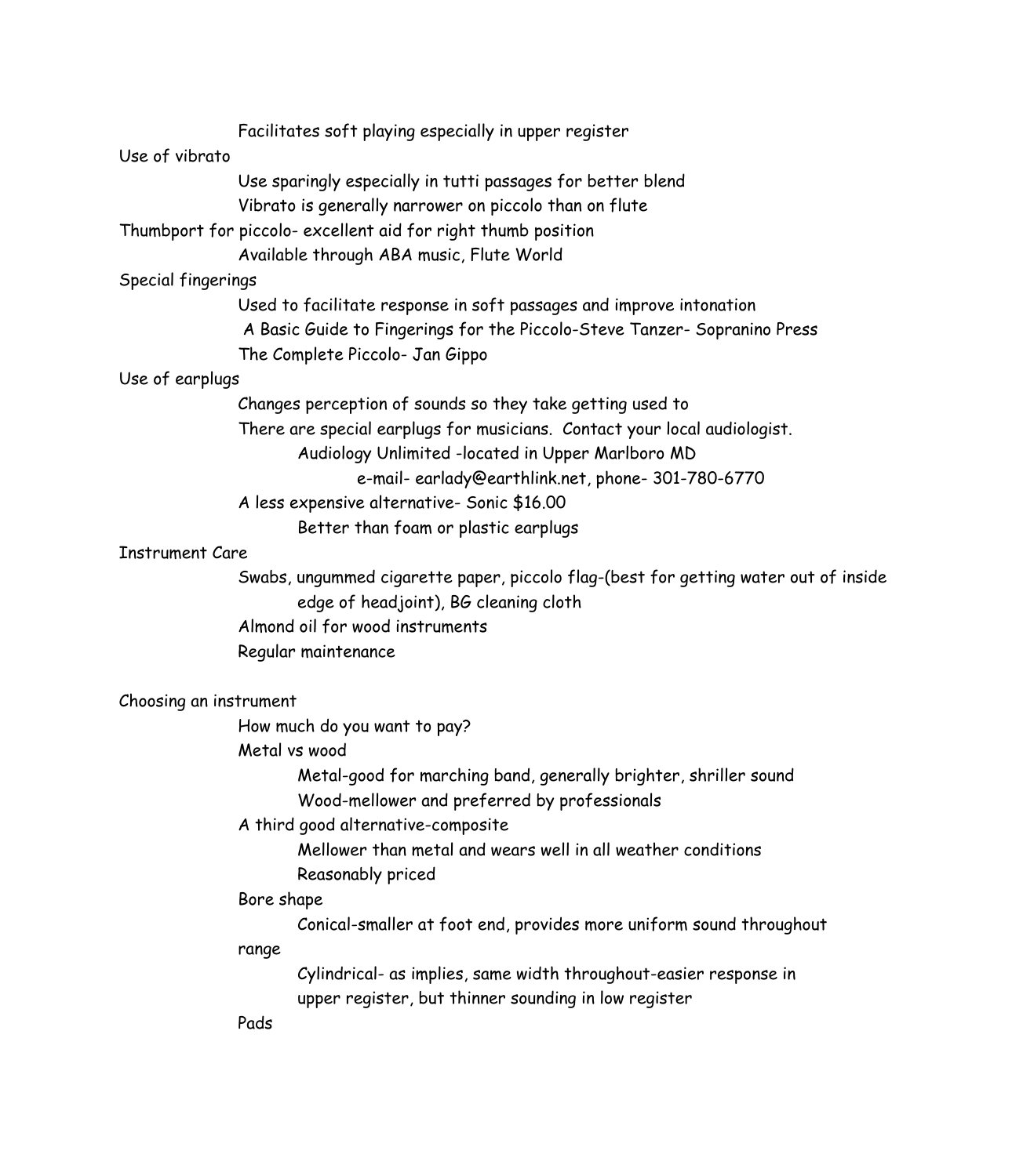Facilitates soft playing especially in upper register

Use of vibrato

- Use sparingly especially in tutti passages for better blend
- Vibrato is generally narrower on piccolo than on flute

Thumbport for piccolo- excellent aid for right thumb position

- Available through ABA music, Flute World

Special fingerings

- Used to facilitate response in soft passages and improve intonation
- A Basic Guide to Fingerings for the Piccolo-Steve Tanzer- Sopranino Press
- The Complete Piccolo- Jan Gippo

Use of earplugs

- Changes perception of sounds so they take getting used to
- There are special earplugs for musicians. Contact your local audiologist.
    - Audiology Unlimited -located in Upper Marlboro MD
        - e-mail- earlady@earthlink.net, phone- 301-780-6770
- A less expensive alternative- Sonic $16.00
    - Better than foam or plastic earplugs

Instrument Care

- Swabs, ungummed cigarette paper, piccolo flag-(best for getting water out of inside edge of headjoint), BG cleaning cloth
- Almond oil for wood instruments
- Regular maintenance

Choosing an instrument

- How much do you want to pay?
- Metal vs wood
    - Metal-good for marching band, generally brighter, shriller sound
    - Wood-mellower and preferred by professionals
- A third good alternative-composite
    - Mellower than metal and wears well in all weather conditions
    - Reasonably priced
- Bore shape
    - Conical-smaller at foot end, provides more uniform sound throughout range
    - Cylindrical- as implies, same width throughout-easier response in upper register, but thinner sounding in low register
- Pads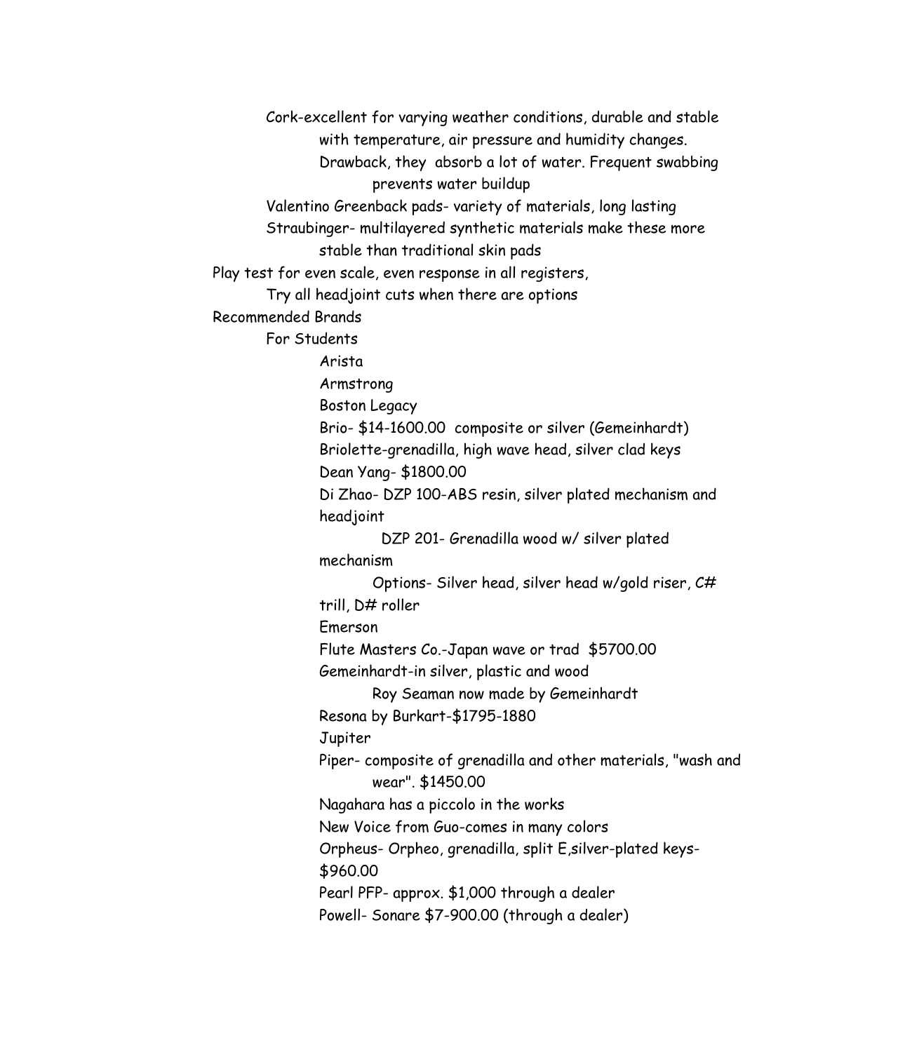- Cork-excellent for varying weather conditions, durable and stable with temperature, air pressure and humidity changes.
  - Drawback, they absorb a lot of water. Frequent swabbing prevents water buildup
- Valentino Greenback pads- variety of materials, long lasting
- Straubinger- multilayered synthetic materials make these more stable than traditional skin pads

Play test for even scale, even response in all registers,

- Try all headjoint cuts when there are options

Recommended Brands

- For Students
  - Arista
  - Armstrong
  - Boston Legacy
  - Brio- $14-1600.00 composite or silver (Gemeinhardt)
  - Briolette-grenadilla, high wave head, silver clad keys
  - Dean Yang- $1800.00
  - Di Zhao- DZP 100-ABS resin, silver plated mechanism and headjoint
    - DZP 201- Grenadilla wood w/ silver plated mechanism
    - Options- Silver head, silver head w/gold riser, C# trill, D# roller
  - Emerson
  - Flute Masters Co.-Japan wave or trad $5700.00
  - Gemeinhardt-in silver, plastic and wood
    - Roy Seaman now made by Gemeinhardt
  - Resona by Burkart-$1795-1880
  - Jupiter
  - Piper- composite of grenadilla and other materials, "wash and wear". $1450.00
  - Nagahara has a piccolo in the works
  - New Voice from Guo-comes in many colors
  - Orpheus- Orpheo, grenadilla, split E,silver-plated keys- $960.00
  - Pearl PFP- approx. $1,000 through a dealer
  - Powell- Sonare $7-900.00 (through a dealer)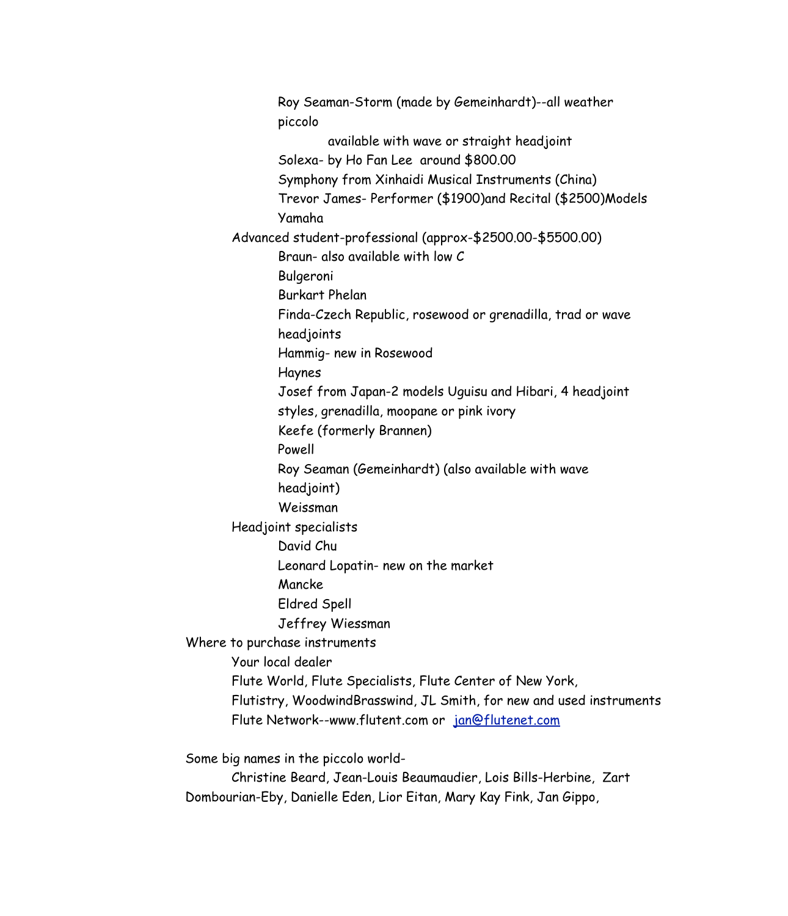- Roy Seaman-Storm (made by Gemeinhardt)--all weather piccolo
    - available with wave or straight headjoint
- Solexa- by Ho Fan Lee around $800.00
- Symphony from Xinhaidi Musical Instruments (China)
- Trevor James- Performer ($1900)and Recital ($2500)Models
- Yamaha

Advanced student-professional (approx-$2500.00-$5500.00)

- Braun- also available with low C
- Bulgeroni
- Burkart Phelan
- Finda-Czech Republic, rosewood or grenadilla, trad or wave headjoints
- Hammig- new in Rosewood
- Haynes
- Josef from Japan-2 models Uguisu and Hibari, 4 headjoint styles, grenadilla, moopane or pink ivory
- Keefe (formerly Brannen)
- Powell
- Roy Seaman (Gemeinhardt) (also available with wave headjoint)
- Weissman

Headjoint specialists

- David Chu
- Leonard Lopatin- new on the market
- Mancke
- Eldred Spell
- Jeffrey Wiessman

Where to purchase instruments

- Your local dealer
- Flute World, Flute Specialists, Flute Center of New York, Flutistry, WoodwindBrasswind, JL Smith, for new and used instruments
- Flute Network--www.flutent.com or jan@flutenet.com

Some big names in the piccolo world-

Christine Beard, Jean-Louis Beaumaudier, Lois Bills-Herbine, Zart Dombourian-Eby, Danielle Eden, Lior Eitan, Mary Kay Fink, Jan Gippo,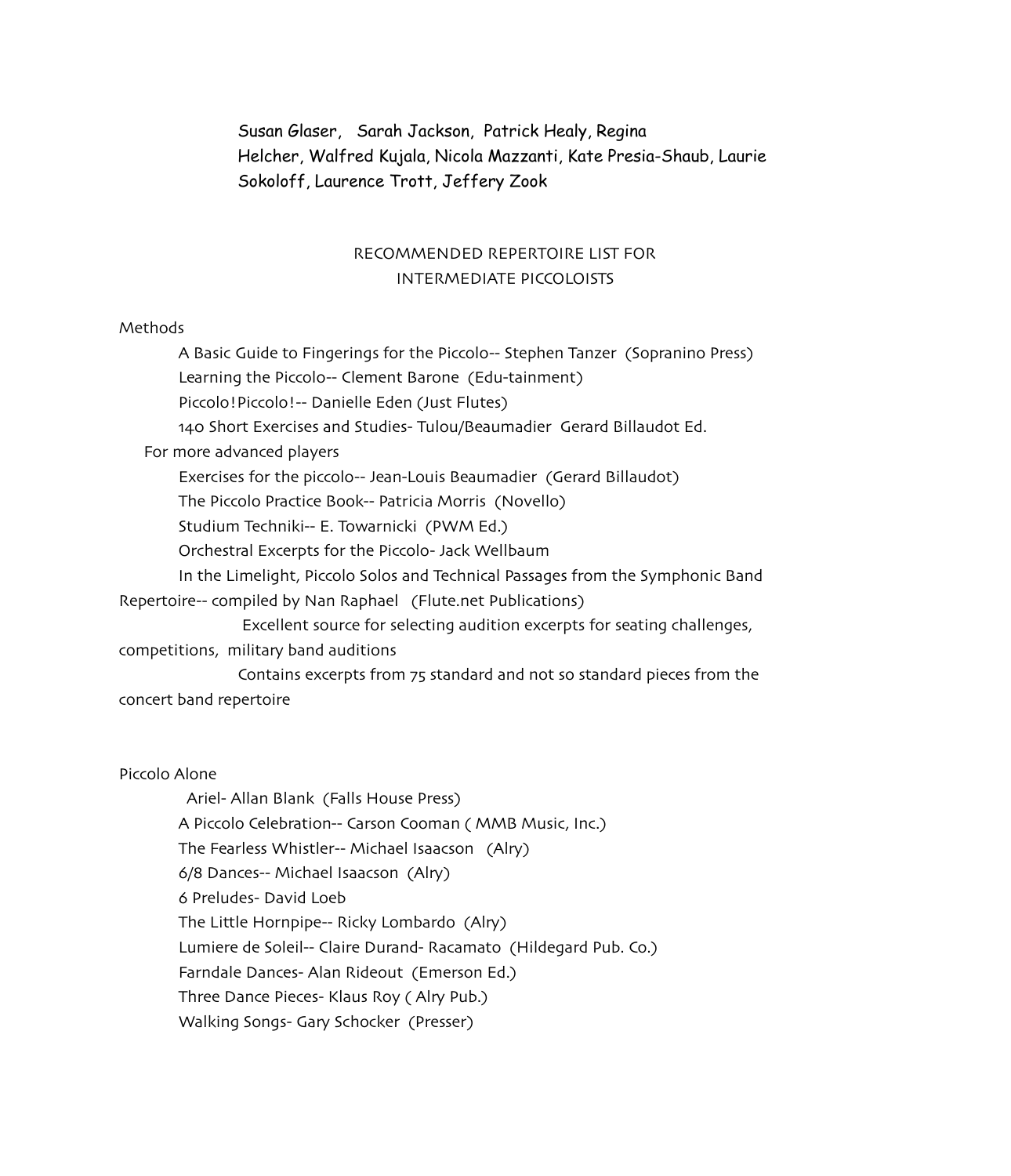Susan Glaser, Sarah Jackson, Patrick Healy, Regina Helcher, Walfred Kujala, Nicola Mazzanti, Kate Presia-Shaub, Laurie Sokoloff, Laurence Trott, Jeffery Zook

## RECOMMENDED REPERTOIRE LIST FOR INTERMEDIATE PICCOLOISTS

Methods

- A Basic Guide to Fingerings for the Piccolo-- Stephen Tanzer (Sopranino Press)
- Learning the Piccolo-- Clement Barone (Edu-tainment)
- Piccolo!Piccolo!-- Danielle Eden (Just Flutes)
- 140 Short Exercises and Studies- Tulou/Beaumadier Gerard Billaudot Ed.

For more advanced players

- Exercises for the piccolo-- Jean-Louis Beaumadier (Gerard Billaudot)
- The Piccolo Practice Book-- Patricia Morris (Novello)
- Studium Techniki-- E. Towarnicki (PWM Ed.)
- Orchestral Excerpts for the Piccolo- Jack Wellbaum
- In the Limelight, Piccolo Solos and Technical Passages from the Symphonic Band Repertoire-- compiled by Nan Raphael (Flute.net Publications)
  - Excellent source for selecting audition excerpts for seating challenges, competitions, military band auditions
  - Contains excerpts from 75 standard and not so standard pieces from the concert band repertoire

Piccolo Alone

- Ariel- Allan Blank (Falls House Press)
- A Piccolo Celebration-- Carson Cooman ( MMB Music, Inc.)
- The Fearless Whistler-- Michael Isaacson (Alry)
- 6/8 Dances-- Michael Isaacson (Alry)
- 6 Preludes- David Loeb
- The Little Hornpipe-- Ricky Lombardo (Alry)
- Lumiere de Soleil-- Claire Durand- Racamato (Hildegard Pub. Co.)
- Farndale Dances- Alan Rideout (Emerson Ed.)
- Three Dance Pieces- Klaus Roy ( Alry Pub.)
- Walking Songs- Gary Schocker (Presser)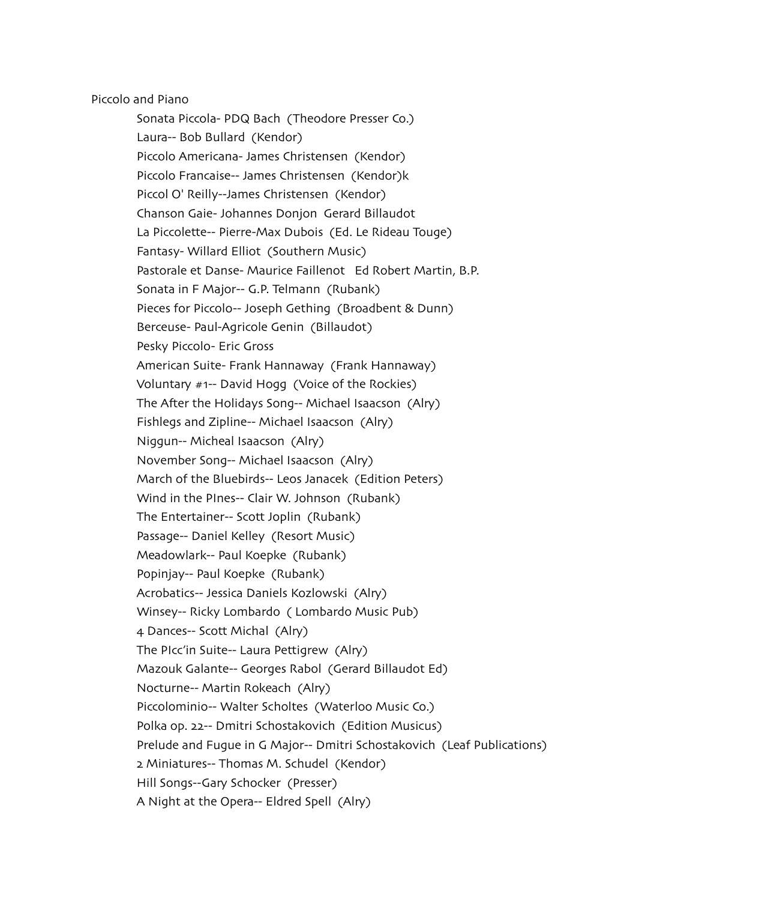Piccolo and Piano

- Sonata Piccola- PDQ Bach (Theodore Presser Co.)
- Laura-- Bob Bullard (Kendor)
- Piccolo Americana- James Christensen (Kendor)
- Piccolo Francaise-- James Christensen (Kendor)k
- Piccol O' Reilly--James Christensen (Kendor)
- Chanson Gaie- Johannes Donjon Gerard Billaudot
- La Piccolette-- Pierre-Max Dubois (Ed. Le Rideau Touge)
- Fantasy- Willard Elliot (Southern Music)
- Pastorale et Danse- Maurice Faillenot Ed Robert Martin, B.P.
- Sonata in F Major-- G.P. Telmann (Rubank)
- Pieces for Piccolo-- Joseph Gething (Broadbent & Dunn)
- Berceuse- Paul-Agricole Genin (Billaudot)
- Pesky Piccolo- Eric Gross
- American Suite- Frank Hannaway (Frank Hannaway)
- Voluntary #1-- David Hogg (Voice of the Rockies)
- The After the Holidays Song-- Michael Isaacson (Alry)
- Fishlegs and Zipline-- Michael Isaacson (Alry)
- Niggun-- Micheal Isaacson (Alry)
- November Song-- Michael Isaacson (Alry)
- March of the Bluebirds-- Leos Janacek (Edition Peters)
- Wind in the PInes-- Clair W. Johnson (Rubank)
- The Entertainer-- Scott Joplin (Rubank)
- Passage-- Daniel Kelley (Resort Music)
- Meadowlark-- Paul Koepke (Rubank)
- Popinjay-- Paul Koepke (Rubank)
- Acrobatics-- Jessica Daniels Kozlowski (Alry)
- Winsey-- Ricky Lombardo ( Lombardo Music Pub)
- 4 Dances-- Scott Michal (Alry)
- The PIcc'in Suite-- Laura Pettigrew (Alry)
- Mazouk Galante-- Georges Rabol (Gerard Billaudot Ed)
- Nocturne-- Martin Rokeach (Alry)
- Piccolominio-- Walter Scholtes (Waterloo Music Co.)
- Polka op. 22-- Dmitri Schostakovich (Edition Musicus)
- Prelude and Fugue in G Major-- Dmitri Schostakovich (Leaf Publications)
- 2 Miniatures-- Thomas M. Schudel (Kendor)
- Hill Songs--Gary Schocker (Presser)
- A Night at the Opera-- Eldred Spell (Alry)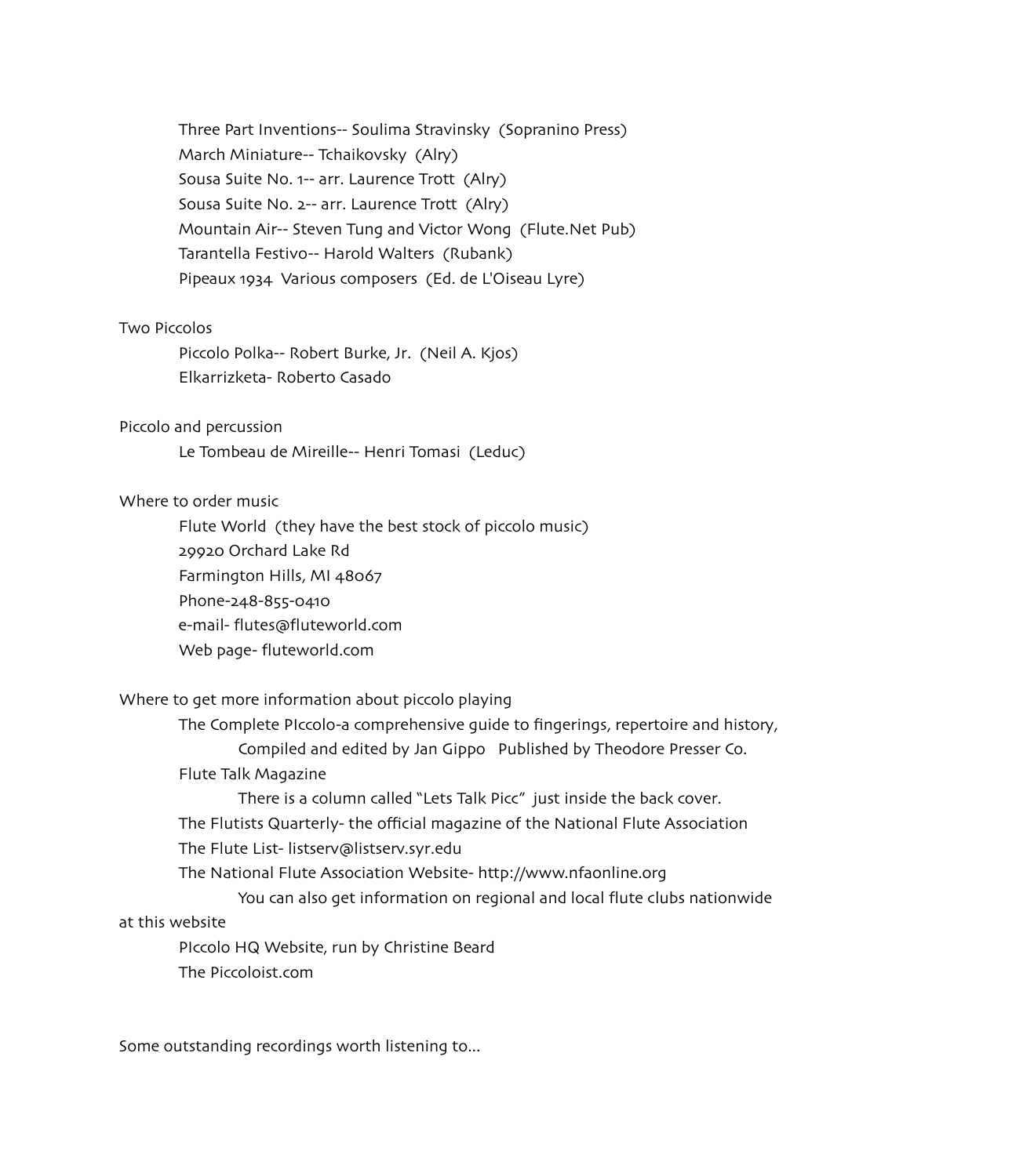Three Part Inventions-- Soulima Stravinsky (Sopranino Press)
March Miniature-- Tchaikovsky (Alry)
Sousa Suite No. 1-- arr. Laurence Trott (Alry)
Sousa Suite No. 2-- arr. Laurence Trott (Alry)
Mountain Air-- Steven Tung and Victor Wong (Flute.Net Pub)
Tarantella Festivo-- Harold Walters (Rubank)
Pipeaux 1934 Various composers (Ed. de L'Oiseau Lyre)

Two Piccolos

Piccolo Polka-- Robert Burke, Jr. (Neil A. Kjos)
Elkarrizketa- Roberto Casado

Piccolo and percussion

Le Tombeau de Mireille-- Henri Tomasi (Leduc)

Where to order music

Flute World (they have the best stock of piccolo music)
29920 Orchard Lake Rd
Farmington Hills, MI 48067
Phone-248-855-0410
e-mail- flutes@fluteworld.com
Web page- fluteworld.com

Where to get more information about piccolo playing

The Complete PIccolo-a comprehensive guide to fingerings, repertoire and history,
Compiled and edited by Jan Gippo Published by Theodore Presser Co.
Flute Talk Magazine
There is a column called "Lets Talk Picc" just inside the back cover.
The Flutists Quarterly- the official magazine of the National Flute Association
The Flute List- listserv@listserv.syr.edu
The National Flute Association Website- http://www.nfaonline.org
You can also get information on regional and local flute clubs nationwide at this website
PIccolo HQ Website, run by Christine Beard
The Piccoloist.com

Some outstanding recordings worth listening to...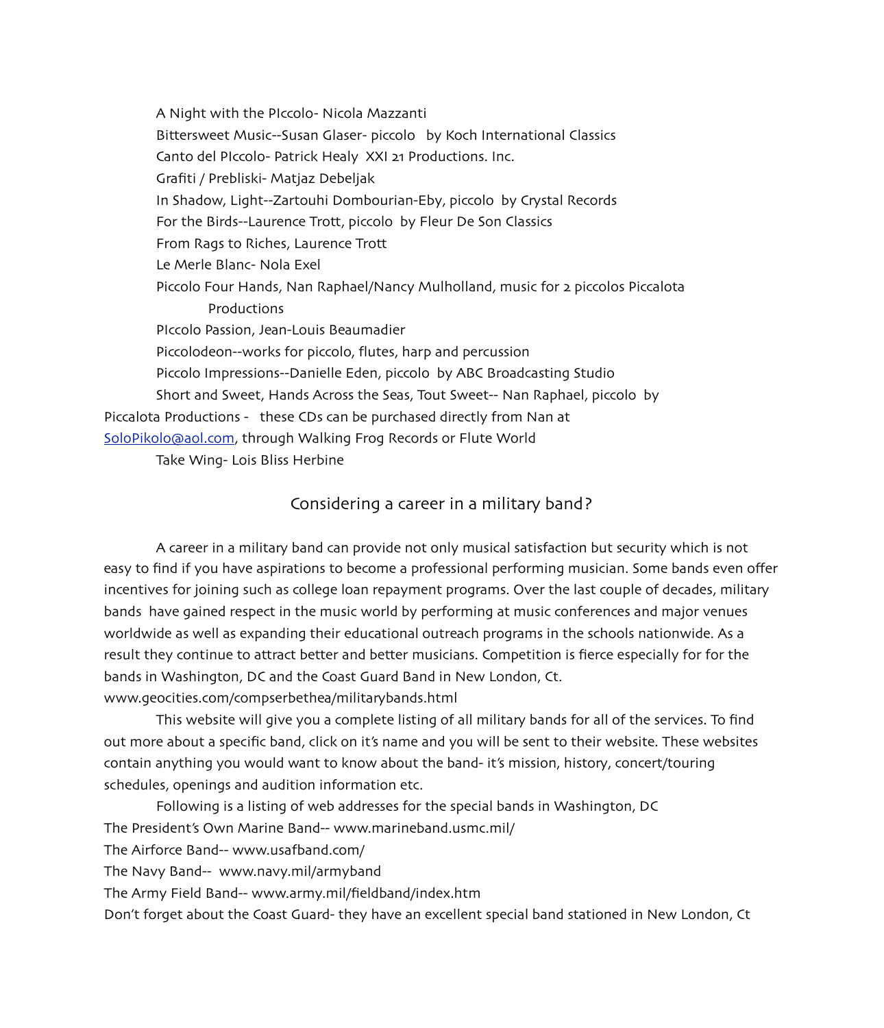A Night with the PIccolo- Nicola Mazzanti

Bittersweet Music--Susan Glaser- piccolo by Koch International Classics

Canto del PIccolo- Patrick Healy XXI 21 Productions. Inc.

Grafiti / Prebliski- Matjaz Debeljak

In Shadow, Light--Zartouhi Dombourian-Eby, piccolo by Crystal Records

For the Birds--Laurence Trott, piccolo by Fleur De Son Classics

From Rags to Riches, Laurence Trott

Le Merle Blanc- Nola Exel

Piccolo Four Hands, Nan Raphael/Nancy Mulholland, music for 2 piccolos Piccalota Productions

PIccolo Passion, Jean-Louis Beaumadier

Piccolodeon--works for piccolo, flutes, harp and percussion

Piccolo Impressions--Danielle Eden, piccolo by ABC Broadcasting Studio

Short and Sweet, Hands Across the Seas, Tout Sweet-- Nan Raphael, piccolo by Piccalota Productions - these CDs can be purchased directly from Nan at SoloPikolo@aol.com, through Walking Frog Records or Flute World

Take Wing- Lois Bliss Herbine

## Considering a career in a military band?

A career in a military band can provide not only musical satisfaction but security which is not easy to find if you have aspirations to become a professional performing musician. Some bands even offer incentives for joining such as college loan repayment programs. Over the last couple of decades, military bands have gained respect in the music world by performing at music conferences and major venues worldwide as well as expanding their educational outreach programs in the schools nationwide. As a result they continue to attract better and better musicians. Competition is fierce especially for for the bands in Washington, DC and the Coast Guard Band in New London, Ct.
www.geocities.com/compserbethea/militarybands.html

This website will give you a complete listing of all military bands for all of the services. To find out more about a specific band, click on it's name and you will be sent to their website. These websites contain anything you would want to know about the band- it's mission, history, concert/touring schedules, openings and audition information etc.

Following is a listing of web addresses for the special bands in Washington, DC

The President's Own Marine Band-- www.marineband.usmc.mil/

The Airforce Band-- www.usafband.com/

The Navy Band-- www.navy.mil/armyband

The Army Field Band-- www.army.mil/fieldband/index.htm

Don't forget about the Coast Guard- they have an excellent special band stationed in New London, Ct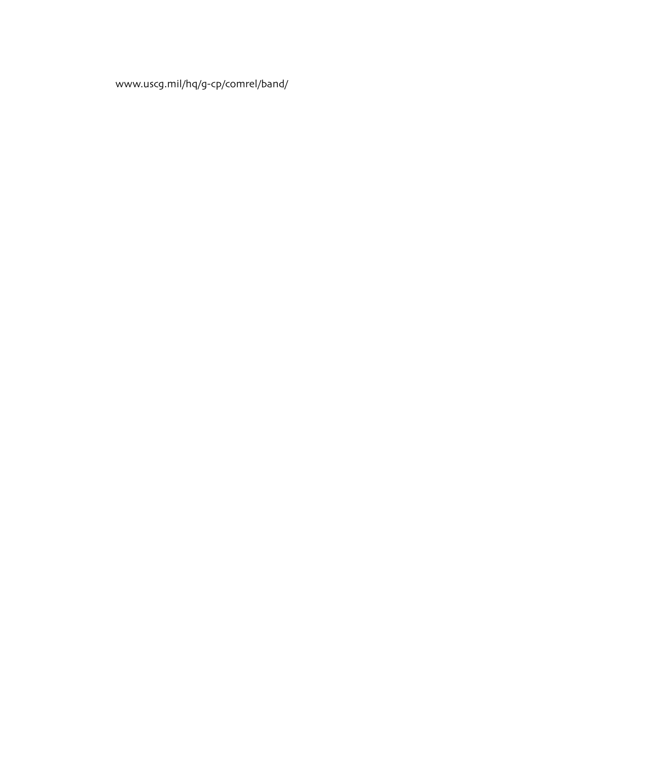www.uscg.mil/hq/g-cp/comrel/band/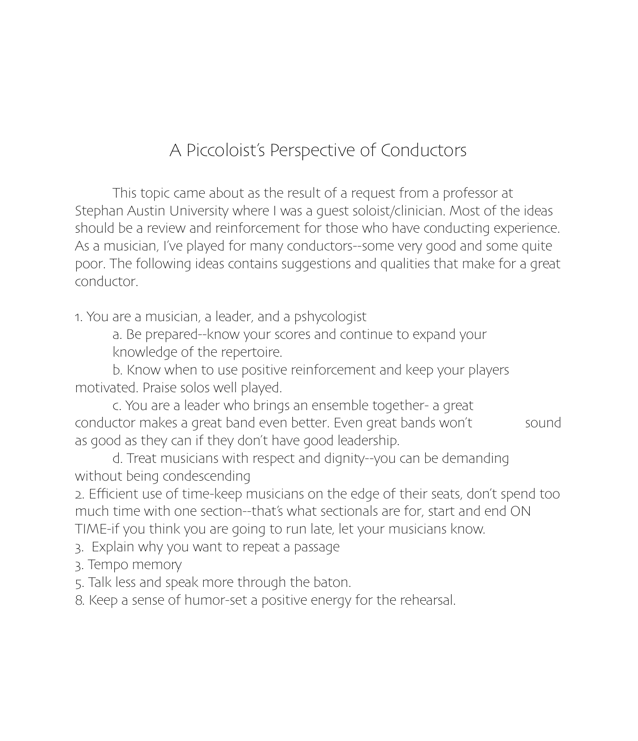# A Piccoloist's Perspective of Conductors

This topic came about as the result of a request from a professor at Stephan Austin University where I was a guest soloist/clinician. Most of the ideas should be a review and reinforcement for those who have conducting experience. As a musician, I've played for many conductors--some very good and some quite poor. The following ideas contains suggestions and qualities that make for a great conductor.

1. You are a musician, a leader, and a pshycologist
   a. Be prepared--know your scores and continue to expand your knowledge of the repertoire.
   b. Know when to use positive reinforcement and keep your players motivated. Praise solos well played.
   c. You are a leader who brings an ensemble together- a great conductor makes a great band even better. Even great bands won't sound as good as they can if they don't have good leadership.
   d. Treat musicians with respect and dignity--you can be demanding without being condescending
2. Efficient use of time-keep musicians on the edge of their seats, don't spend too much time with one section--that's what sectionals are for, start and end ON TIME-if you think you are going to run late, let your musicians know.
3. Explain why you want to repeat a passage
3. Tempo memory
5. Talk less and speak more through the baton.
8. Keep a sense of humor-set a positive energy for the rehearsal.